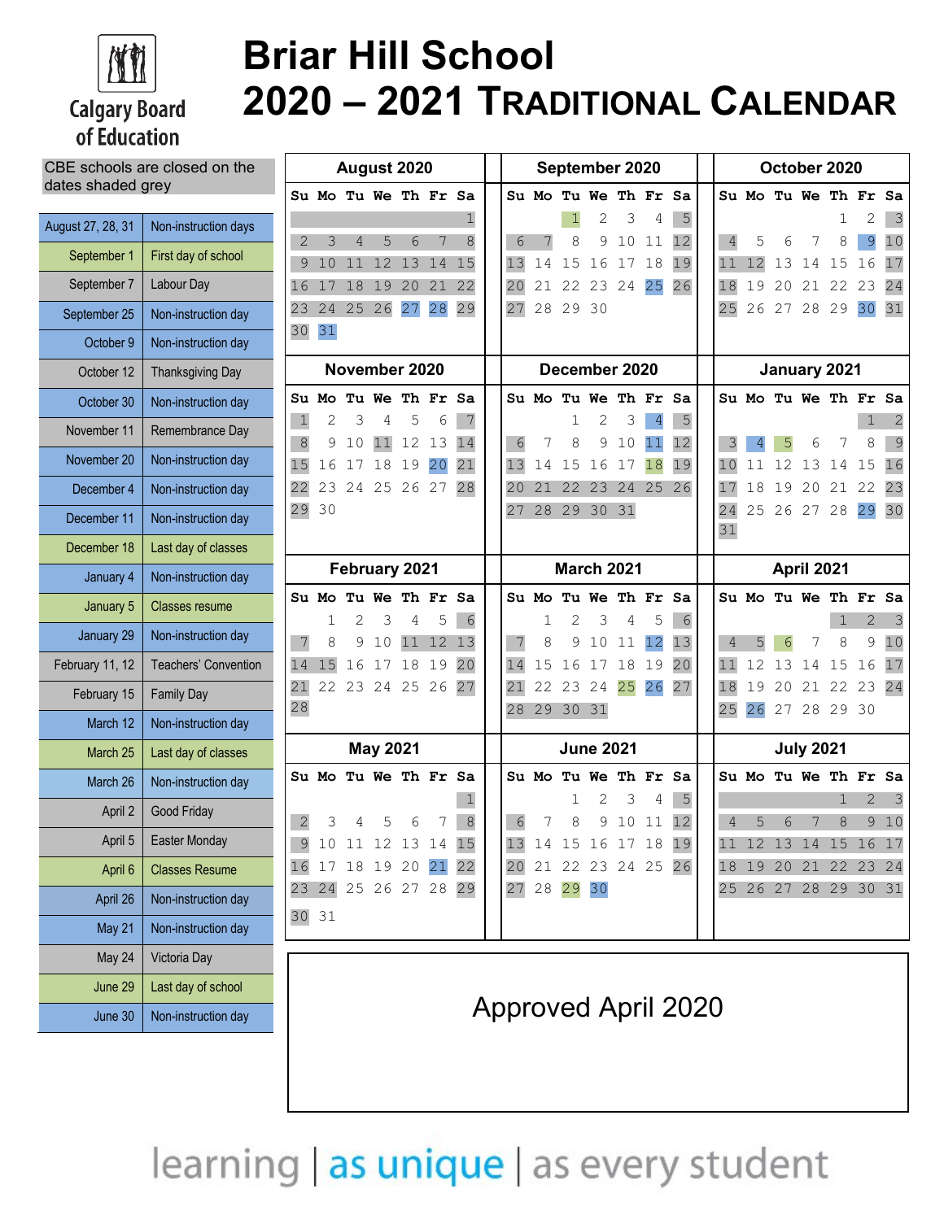# Briar Hill School
# 2020 – 2021 TRADITIONAL CALENDAR

Calgary Board of Education

CBE schools are closed on the dates shaded grey

| Date | Event |
|---|---|
| August 27, 28, 31 | Non-instruction days |
| September 1 | First day of school |
| September 7 | Labour Day |
| September 25 | Non-instruction day |
| October 9 | Non-instruction day |
| October 12 | Thanksgiving Day |
| October 30 | Non-instruction day |
| November 11 | Remembrance Day |
| November 20 | Non-instruction day |
| December 4 | Non-instruction day |
| December 11 | Non-instruction day |
| December 18 | Last day of classes |
| January 4 | Non-instruction day |
| January 5 | Classes resume |
| January 29 | Non-instruction day |
| February 11, 12 | Teachers' Convention |
| February 15 | Family Day |
| March 12 | Non-instruction day |
| March 25 | Last day of classes |
| March 26 | Non-instruction day |
| April 2 | Good Friday |
| April 5 | Easter Monday |
| April 6 | Classes Resume |
| April 26 | Non-instruction day |
| May 21 | Non-instruction day |
| May 24 | Victoria Day |
| June 29 | Last day of school |
| June 30 | Non-instruction day |

**August 2020**

| Su | Mo | Tu | We | Th | Fr | Sa |
|---|---|---|---|---|---|---|
| | | | | | | 1 |
| 2 | 3 | 4 | 5 | 6 | 7 | 8 |
| 9 | 10 | 11 | 12 | 13 | 14 | 15 |
| 16 | 17 | 18 | 19 | 20 | 21 | 22 |
| 23 | 24 | 25 | 26 | 27 | 28 | 29 |
| 30 | 31 | | | | | |

**September 2020**

| Su | Mo | Tu | We | Th | Fr | Sa |
|---|---|---|---|---|---|---|
| | | 1 | 2 | 3 | 4 | 5 |
| 6 | 7 | 8 | 9 | 10 | 11 | 12 |
| 13 | 14 | 15 | 16 | 17 | 18 | 19 |
| 20 | 21 | 22 | 23 | 24 | 25 | 26 |
| 27 | 28 | 29 | 30 | | | |

**October 2020**

| Su | Mo | Tu | We | Th | Fr | Sa |
|---|---|---|---|---|---|---|
| | | | | 1 | 2 | 3 |
| 4 | 5 | 6 | 7 | 8 | 9 | 10 |
| 11 | 12 | 13 | 14 | 15 | 16 | 17 |
| 18 | 19 | 20 | 21 | 22 | 23 | 24 |
| 25 | 26 | 27 | 28 | 29 | 30 | 31 |

**November 2020**

| Su | Mo | Tu | We | Th | Fr | Sa |
|---|---|---|---|---|---|---|
| 1 | 2 | 3 | 4 | 5 | 6 | 7 |
| 8 | 9 | 10 | 11 | 12 | 13 | 14 |
| 15 | 16 | 17 | 18 | 19 | 20 | 21 |
| 22 | 23 | 24 | 25 | 26 | 27 | 28 |
| 29 | 30 | | | | | |

**December 2020**

| Su | Mo | Tu | We | Th | Fr | Sa |
|---|---|---|---|---|---|---|
| | | 1 | 2 | 3 | 4 | 5 |
| 6 | 7 | 8 | 9 | 10 | 11 | 12 |
| 13 | 14 | 15 | 16 | 17 | 18 | 19 |
| 20 | 21 | 22 | 23 | 24 | 25 | 26 |
| 27 | 28 | 29 | 30 | 31 | | |

**January 2021**

| Su | Mo | Tu | We | Th | Fr | Sa |
|---|---|---|---|---|---|---|
| | | | | | 1 | 2 |
| 3 | 4 | 5 | 6 | 7 | 8 | 9 |
| 10 | 11 | 12 | 13 | 14 | 15 | 16 |
| 17 | 18 | 19 | 20 | 21 | 22 | 23 |
| 24 | 25 | 26 | 27 | 28 | 29 | 30 |
| 31 | | | | | | |

**February 2021**

| Su | Mo | Tu | We | Th | Fr | Sa |
|---|---|---|---|---|---|---|
| | 1 | 2 | 3 | 4 | 5 | 6 |
| 7 | 8 | 9 | 10 | 11 | 12 | 13 |
| 14 | 15 | 16 | 17 | 18 | 19 | 20 |
| 21 | 22 | 23 | 24 | 25 | 26 | 27 |
| 28 | | | | | | |

**March 2021**

| Su | Mo | Tu | We | Th | Fr | Sa |
|---|---|---|---|---|---|---|
| | 1 | 2 | 3 | 4 | 5 | 6 |
| 7 | 8 | 9 | 10 | 11 | 12 | 13 |
| 14 | 15 | 16 | 17 | 18 | 19 | 20 |
| 21 | 22 | 23 | 24 | 25 | 26 | 27 |
| 28 | 29 | 30 | 31 | | | |

**April 2021**

| Su | Mo | Tu | We | Th | Fr | Sa |
|---|---|---|---|---|---|---|
| | | | | 1 | 2 | 3 |
| 4 | 5 | 6 | 7 | 8 | 9 | 10 |
| 11 | 12 | 13 | 14 | 15 | 16 | 17 |
| 18 | 19 | 20 | 21 | 22 | 23 | 24 |
| 25 | 26 | 27 | 28 | 29 | 30 | |

**May 2021**

| Su | Mo | Tu | We | Th | Fr | Sa |
|---|---|---|---|---|---|---|
| | | | | | | 1 |
| 2 | 3 | 4 | 5 | 6 | 7 | 8 |
| 9 | 10 | 11 | 12 | 13 | 14 | 15 |
| 16 | 17 | 18 | 19 | 20 | 21 | 22 |
| 23 | 24 | 25 | 26 | 27 | 28 | 29 |
| 30 | 31 | | | | | |

**June 2021**

| Su | Mo | Tu | We | Th | Fr | Sa |
|---|---|---|---|---|---|---|
| | | 1 | 2 | 3 | 4 | 5 |
| 6 | 7 | 8 | 9 | 10 | 11 | 12 |
| 13 | 14 | 15 | 16 | 17 | 18 | 19 |
| 20 | 21 | 22 | 23 | 24 | 25 | 26 |
| 27 | 28 | 29 | 30 | | | |

**July 2021**

| Su | Mo | Tu | We | Th | Fr | Sa |
|---|---|---|---|---|---|---|
| | | | | 1 | 2 | 3 |
| 4 | 5 | 6 | 7 | 8 | 9 | 10 |
| 11 | 12 | 13 | 14 | 15 | 16 | 17 |
| 18 | 19 | 20 | 21 | 22 | 23 | 24 |
| 25 | 26 | 27 | 28 | 29 | 30 | 31 |

Approved April 2020

learning | as unique | as every student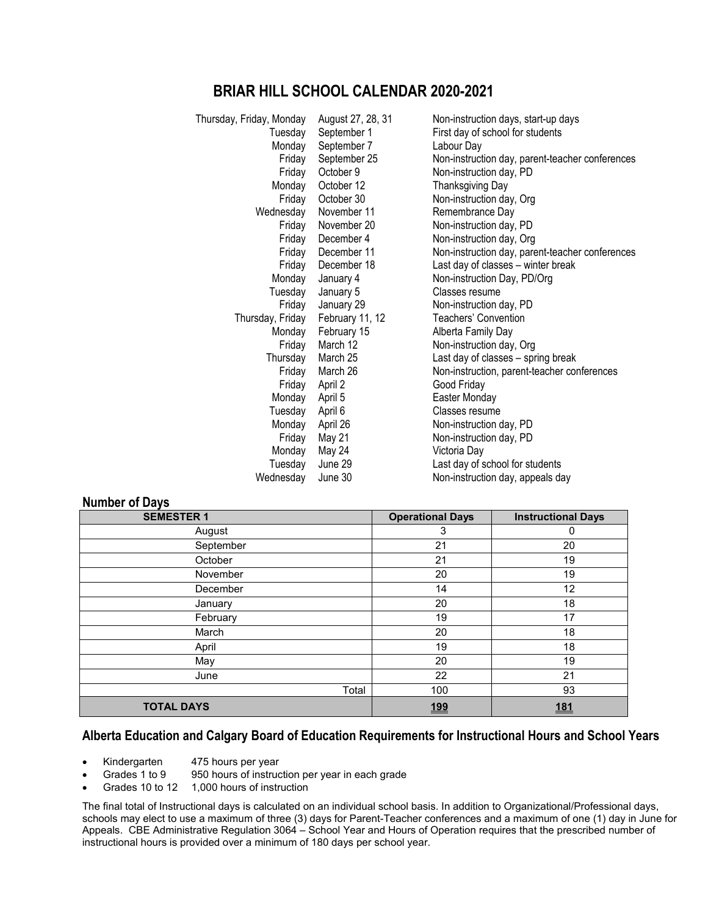# BRIAR HILL SCHOOL CALENDAR 2020-2021

| | | |
|---|---|---|
| Thursday, Friday, Monday | August 27, 28, 31 | Non-instruction days, start-up days |
| Tuesday | September 1 | First day of school for students |
| Monday | September 7 | Labour Day |
| Friday | September 25 | Non-instruction day, parent-teacher conferences |
| Friday | October 9 | Non-instruction day, PD |
| Monday | October 12 | Thanksgiving Day |
| Friday | October 30 | Non-instruction day, Org |
| Wednesday | November 11 | Remembrance Day |
| Friday | November 20 | Non-instruction day, PD |
| Friday | December 4 | Non-instruction day, Org |
| Friday | December 11 | Non-instruction day, parent-teacher conferences |
| Friday | December 18 | Last day of classes – winter break |
| Monday | January 4 | Non-instruction Day, PD/Org |
| Tuesday | January 5 | Classes resume |
| Friday | January 29 | Non-instruction day, PD |
| Thursday, Friday | February 11, 12 | Teachers' Convention |
| Monday | February 15 | Alberta Family Day |
| Friday | March 12 | Non-instruction day, Org |
| Thursday | March 25 | Last day of classes – spring break |
| Friday | March 26 | Non-instruction, parent-teacher conferences |
| Friday | April 2 | Good Friday |
| Monday | April 5 | Easter Monday |
| Tuesday | April 6 | Classes resume |
| Monday | April 26 | Non-instruction day, PD |
| Friday | May 21 | Non-instruction day, PD |
| Monday | May 24 | Victoria Day |
| Tuesday | June 29 | Last day of school for students |
| Wednesday | June 30 | Non-instruction day, appeals day |

## Number of Days

| SEMESTER 1 | Operational Days | Instructional Days |
|---|---|---|
| August | 3 | 0 |
| September | 21 | 20 |
| October | 21 | 19 |
| November | 20 | 19 |
| December | 14 | 12 |
| January | 20 | 18 |
| February | 19 | 17 |
| March | 20 | 18 |
| April | 19 | 18 |
| May | 20 | 19 |
| June | 22 | 21 |
| Total | 100 | 93 |
| **TOTAL DAYS** | **199** | **181** |

## Alberta Education and Calgary Board of Education Requirements for Instructional Hours and School Years

- Kindergarten 475 hours per year
- Grades 1 to 9 950 hours of instruction per year in each grade
- Grades 10 to 12 1,000 hours of instruction

The final total of Instructional days is calculated on an individual school basis. In addition to Organizational/Professional days, schools may elect to use a maximum of three (3) days for Parent-Teacher conferences and a maximum of one (1) day in June for Appeals. CBE Administrative Regulation 3064 – School Year and Hours of Operation requires that the prescribed number of instructional hours is provided over a minimum of 180 days per school year.